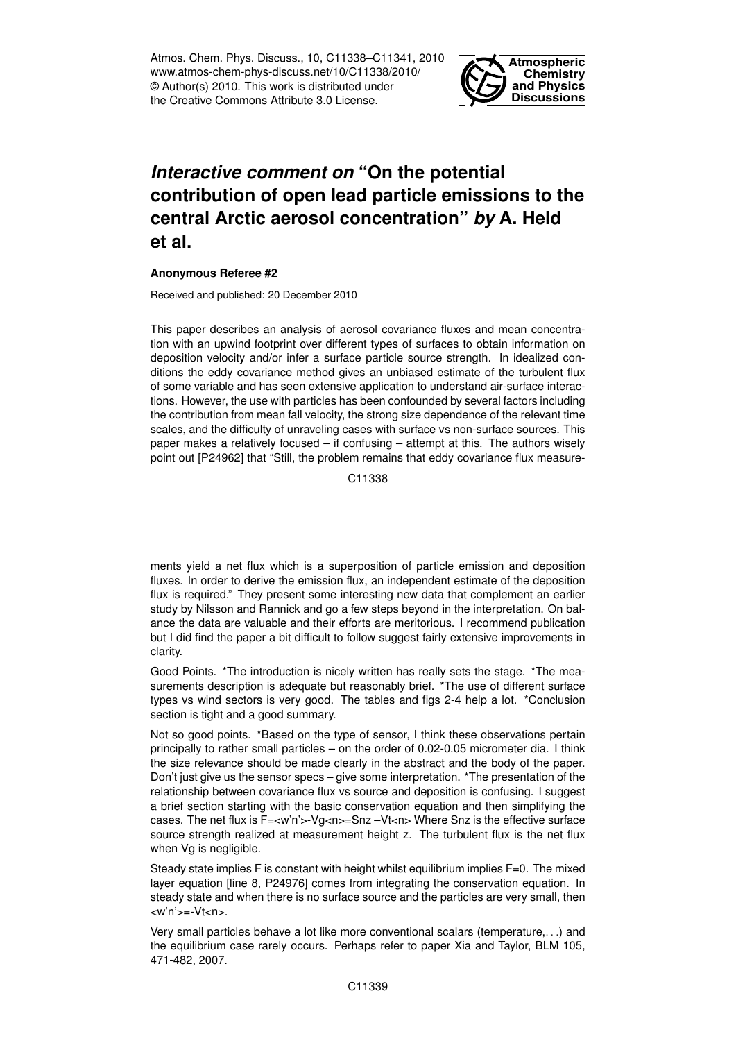Atmos. Chem. Phys. Discuss., 10, C11338–C11341, 2010
www.atmos-chem-phys-discuss.net/10/C11338/2010/
© Author(s) 2010. This work is distributed under the Creative Commons Attribute 3.0 License.

# *Interactive comment on* "On the potential contribution of open lead particle emissions to the central Arctic aerosol concentration" *by* A. Held et al.

**Anonymous Referee #2**

Received and published: 20 December 2010

This paper describes an analysis of aerosol covariance fluxes and mean concentration with an upwind footprint over different types of surfaces to obtain information on deposition velocity and/or infer a surface particle source strength. In idealized conditions the eddy covariance method gives an unbiased estimate of the turbulent flux of some variable and has seen extensive application to understand air-surface interactions. However, the use with particles has been confounded by several factors including the contribution from mean fall velocity, the strong size dependence of the relevant time scales, and the difficulty of unraveling cases with surface vs non-surface sources. This paper makes a relatively focused – if confusing – attempt at this. The authors wisely point out [P24962] that "Still, the problem remains that eddy covariance flux measurements yield a net flux which is a superposition of particle emission and deposition fluxes. In order to derive the emission flux, an independent estimate of the deposition flux is required." They present some interesting new data that complement an earlier study by Nilsson and Rannick and go a few steps beyond in the interpretation. On balance the data are valuable and their efforts are meritorious. I recommend publication but I did find the paper a bit difficult to follow suggest fairly extensive improvements in clarity.

Good Points. *The introduction is nicely written has really sets the stage. *The measurements description is adequate but reasonably brief. *The use of different surface types vs wind sectors is very good. The tables and figs 2-4 help a lot. *Conclusion section is tight and a good summary.

Not so good points. *Based on the type of sensor, I think these observations pertain principally to rather small particles – on the order of 0.02-0.05 micrometer dia. I think the size relevance should be made clearly in the abstract and the body of the paper. Don't just give us the sensor specs – give some interpretation. *The presentation of the relationship between covariance flux vs source and deposition is confusing. I suggest a brief section starting with the basic conservation equation and then simplifying the cases. The net flux is $F=\langle w'n'\rangle - V_g\langle n\rangle = S_{nz} - V_t\langle n\rangle$ Where $S_{nz}$ is the effective surface source strength realized at measurement height z. The turbulent flux is the net flux when $V_g$ is negligible.

Steady state implies F is constant with height whilst equilibrium implies F=0. The mixed layer equation [line 8, P24976] comes from integrating the conservation equation. In steady state and when there is no surface source and the particles are very small, then $\langle w'n'\rangle = -V_t\langle n\rangle$.

Very small particles behave a lot like more conventional scalars (temperature,. . .) and the equilibrium case rarely occurs. Perhaps refer to paper Xia and Taylor, BLM 105, 471-482, 2007.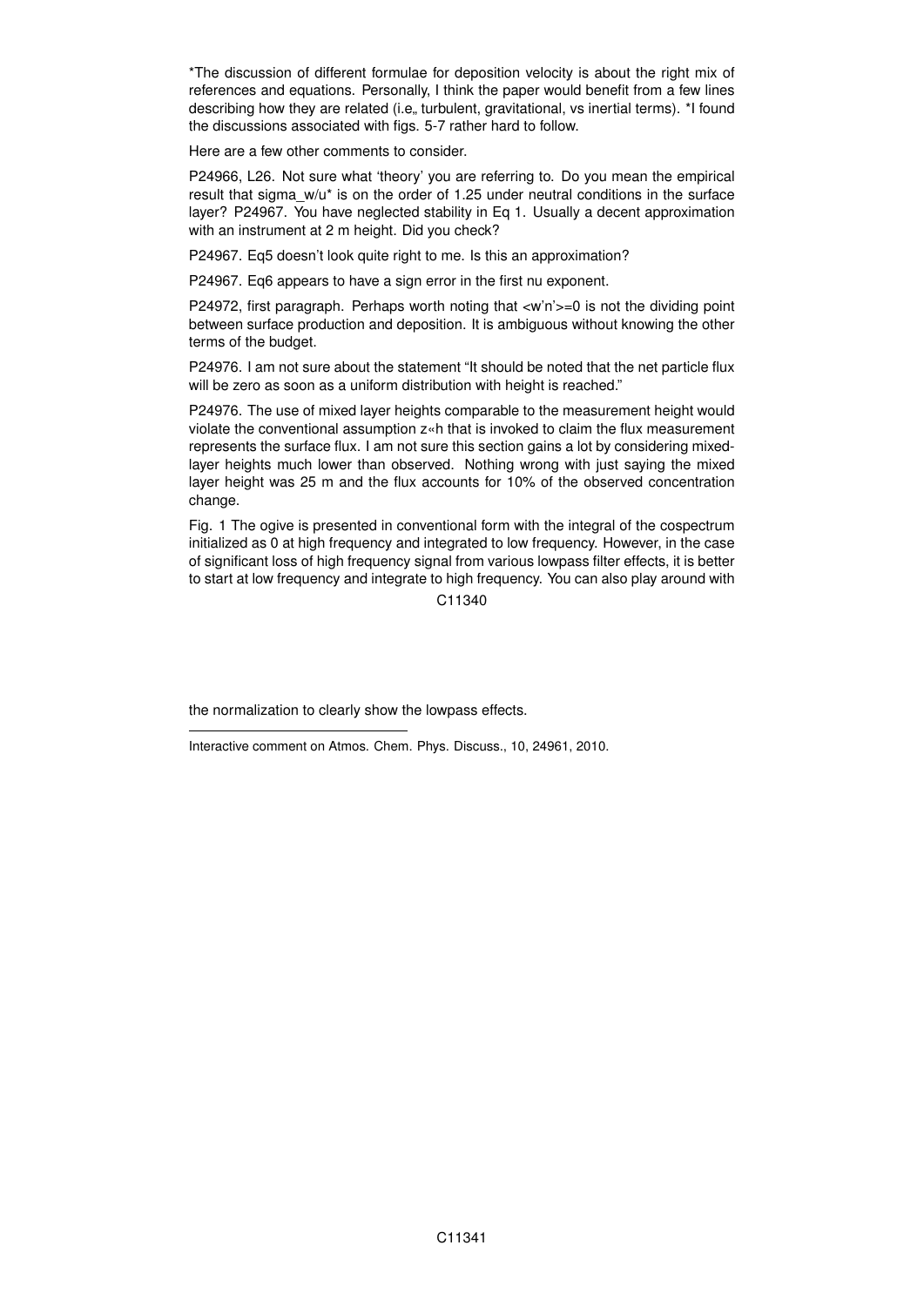*The discussion of different formulae for deposition velocity is about the right mix of references and equations. Personally, I think the paper would benefit from a few lines describing how they are related (i.e„ turbulent, gravitational, vs inertial terms). *I found the discussions associated with figs. 5-7 rather hard to follow.

Here are a few other comments to consider.

P24966, L26. Not sure what 'theory' you are referring to. Do you mean the empirical result that sigma_w/u* is on the order of 1.25 under neutral conditions in the surface layer? P24967. You have neglected stability in Eq 1. Usually a decent approximation with an instrument at 2 m height. Did you check?

P24967. Eq5 doesn't look quite right to me. Is this an approximation?

P24967. Eq6 appears to have a sign error in the first nu exponent.

P24972, first paragraph. Perhaps worth noting that <w'n'>=0 is not the dividing point between surface production and deposition. It is ambiguous without knowing the other terms of the budget.

P24976. I am not sure about the statement "It should be noted that the net particle flux will be zero as soon as a uniform distribution with height is reached."

P24976. The use of mixed layer heights comparable to the measurement height would violate the conventional assumption z«h that is invoked to claim the flux measurement represents the surface flux. I am not sure this section gains a lot by considering mixed-layer heights much lower than observed. Nothing wrong with just saying the mixed layer height was 25 m and the flux accounts for 10% of the observed concentration change.

Fig. 1 The ogive is presented in conventional form with the integral of the cospectrum initialized as 0 at high frequency and integrated to low frequency. However, in the case of significant loss of high frequency signal from various lowpass filter effects, it is better to start at low frequency and integrate to high frequency. You can also play around with the normalization to clearly show the lowpass effects.

---

Interactive comment on Atmos. Chem. Phys. Discuss., 10, 24961, 2010.